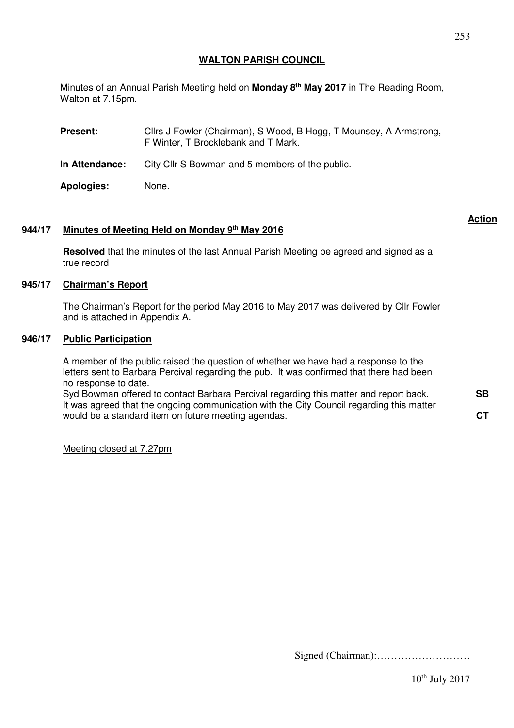# WALTON PARISH COUNCIL

Minutes of an Annual Parish Meeting held on **Monday 8th May 2017** in The Reading Room, Walton at 7.15pm.

**Present:** Cllrs J Fowler (Chairman), S Wood, B Hogg, T Mounsey, A Armstrong, F Winter, T Brocklebank and T Mark.

**In Attendance:** City Cllr S Bowman and 5 members of the public.

**Apologies:** None.

**Action**

## 944/17 Minutes of Meeting Held on Monday 9th May 2016

**Resolved** that the minutes of the last Annual Parish Meeting be agreed and signed as a true record

## 945/17 Chairman's Report

The Chairman's Report for the period May 2016 to May 2017 was delivered by Cllr Fowler and is attached in Appendix A.

## 946/17 Public Participation

A member of the public raised the question of whether we have had a response to the letters sent to Barbara Percival regarding the pub. It was confirmed that there had been no response to date.

Syd Bowman offered to contact Barbara Percival regarding this matter and report back. **SB**

It was agreed that the ongoing communication with the City Council regarding this matter would be a standard item on future meeting agendas. **CT**

Meeting closed at 7.27pm

Signed (Chairman):………………………

10th July 2017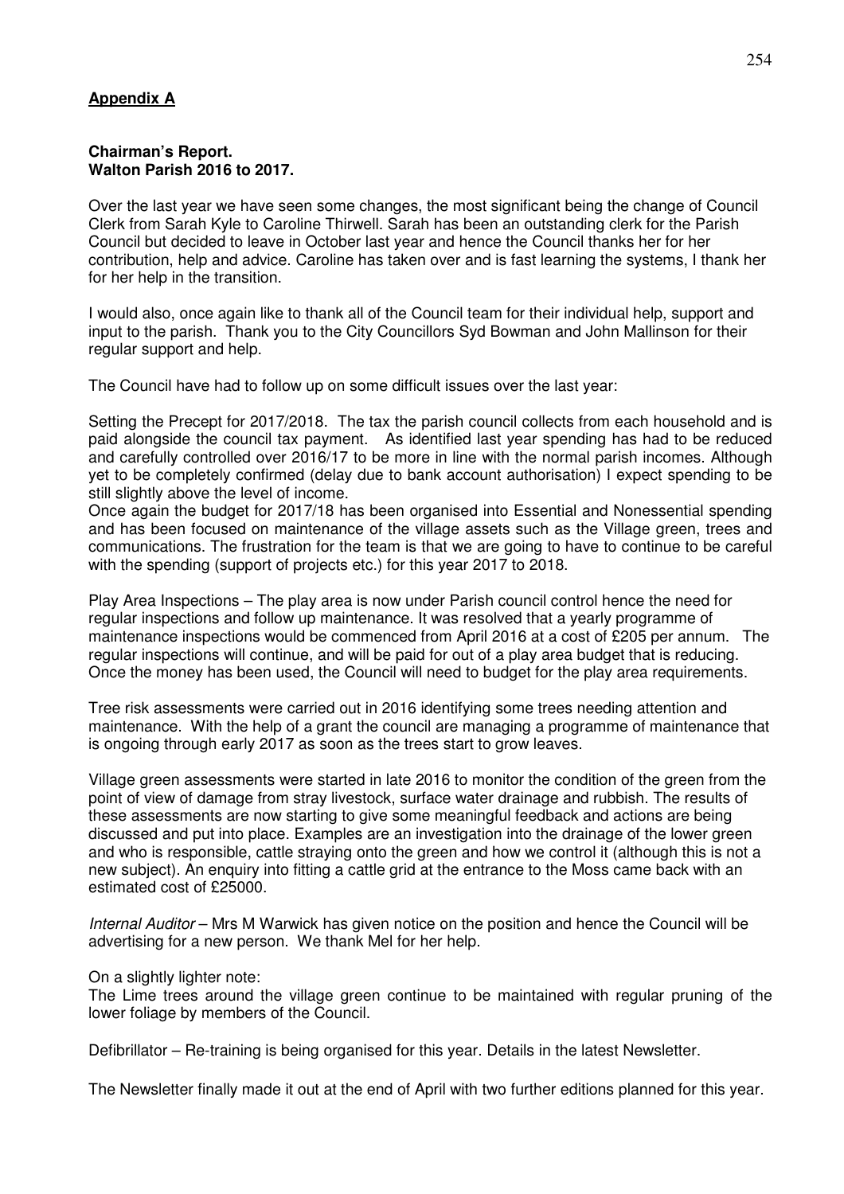**Appendix A**

**Chairman's Report.**
**Walton Parish 2016 to 2017.**

Over the last year we have seen some changes, the most significant being the change of Council Clerk from Sarah Kyle to Caroline Thirwell. Sarah has been an outstanding clerk for the Parish Council but decided to leave in October last year and hence the Council thanks her for her contribution, help and advice. Caroline has taken over and is fast learning the systems, I thank her for her help in the transition.

I would also, once again like to thank all of the Council team for their individual help, support and input to the parish. Thank you to the City Councillors Syd Bowman and John Mallinson for their regular support and help.

The Council have had to follow up on some difficult issues over the last year:

Setting the Precept for 2017/2018. The tax the parish council collects from each household and is paid alongside the council tax payment. As identified last year spending has had to be reduced and carefully controlled over 2016/17 to be more in line with the normal parish incomes. Although yet to be completely confirmed (delay due to bank account authorisation) I expect spending to be still slightly above the level of income.
Once again the budget for 2017/18 has been organised into Essential and Nonessential spending and has been focused on maintenance of the village assets such as the Village green, trees and communications. The frustration for the team is that we are going to have to continue to be careful with the spending (support of projects etc.) for this year 2017 to 2018.

Play Area Inspections – The play area is now under Parish council control hence the need for regular inspections and follow up maintenance. It was resolved that a yearly programme of maintenance inspections would be commenced from April 2016 at a cost of £205 per annum. The regular inspections will continue, and will be paid for out of a play area budget that is reducing. Once the money has been used, the Council will need to budget for the play area requirements.

Tree risk assessments were carried out in 2016 identifying some trees needing attention and maintenance. With the help of a grant the council are managing a programme of maintenance that is ongoing through early 2017 as soon as the trees start to grow leaves.

Village green assessments were started in late 2016 to monitor the condition of the green from the point of view of damage from stray livestock, surface water drainage and rubbish. The results of these assessments are now starting to give some meaningful feedback and actions are being discussed and put into place. Examples are an investigation into the drainage of the lower green and who is responsible, cattle straying onto the green and how we control it (although this is not a new subject). An enquiry into fitting a cattle grid at the entrance to the Moss came back with an estimated cost of £25000.

*Internal Auditor* – Mrs M Warwick has given notice on the position and hence the Council will be advertising for a new person. We thank Mel for her help.

On a slightly lighter note:
The Lime trees around the village green continue to be maintained with regular pruning of the lower foliage by members of the Council.

Defibrillator – Re-training is being organised for this year. Details in the latest Newsletter.

The Newsletter finally made it out at the end of April with two further editions planned for this year.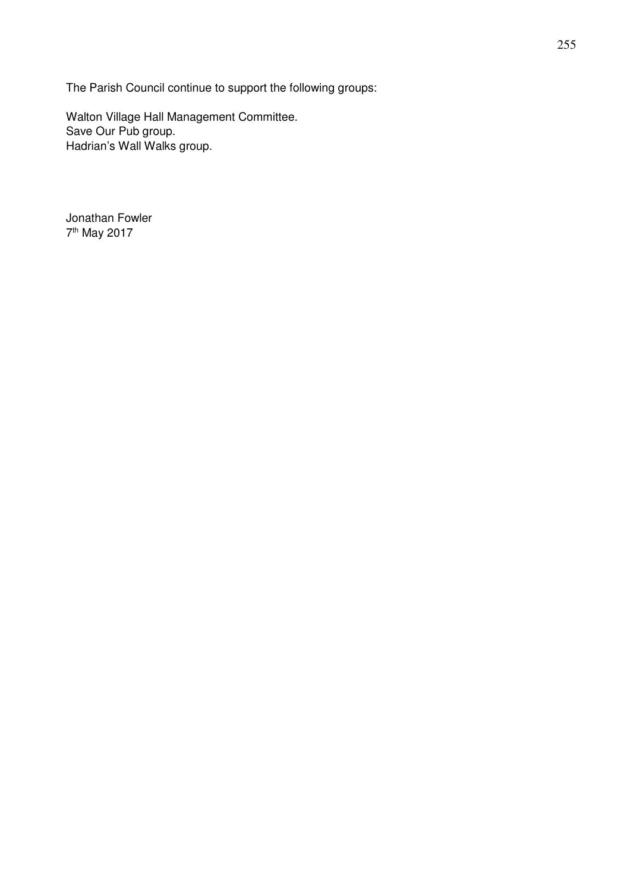The Parish Council continue to support the following groups:

Walton Village Hall Management Committee.
Save Our Pub group.
Hadrian's Wall Walks group.

Jonathan Fowler
7th May 2017